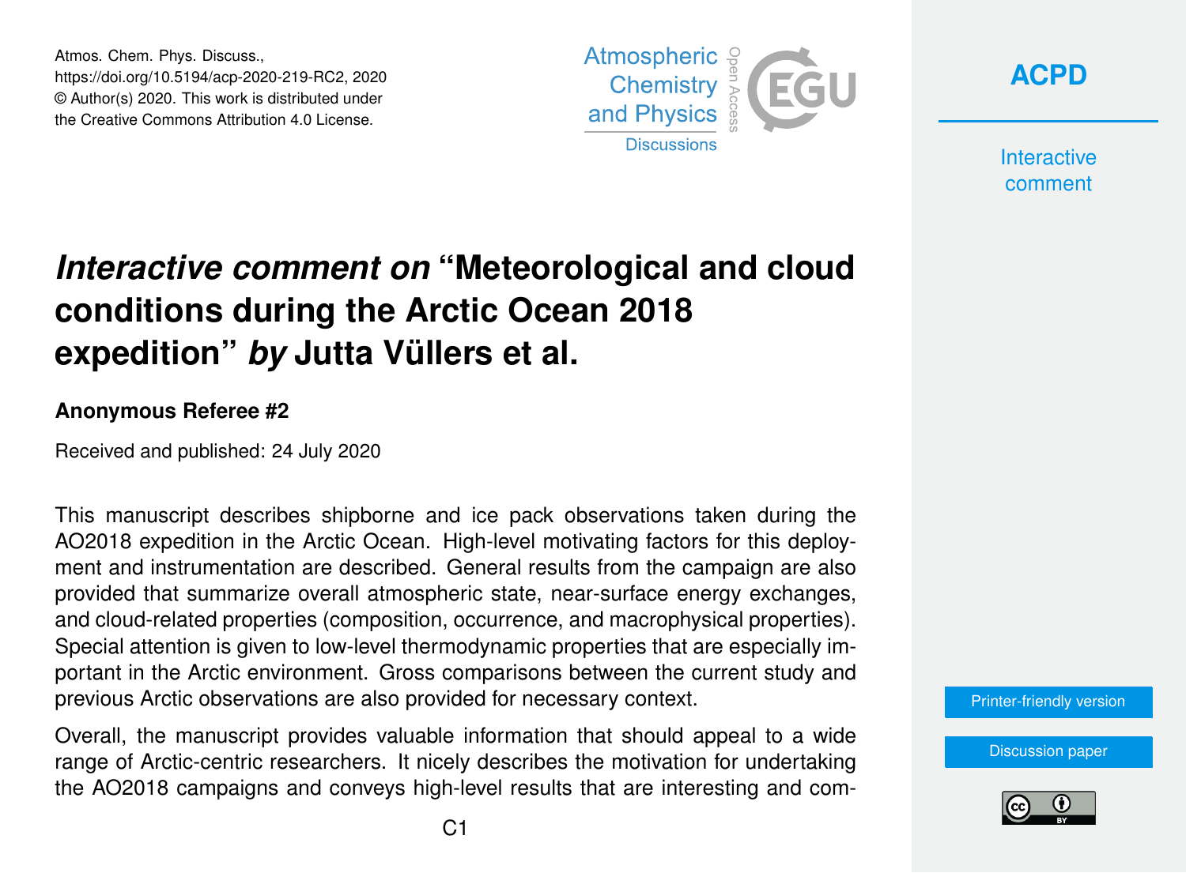Atmos. Chem. Phys. Discuss.,
https://doi.org/10.5194/acp-2020-219-RC2, 2020
© Author(s) 2020. This work is distributed under
the Creative Commons Attribution 4.0 License.

# *Interactive comment on* "Meteorological and cloud conditions during the Arctic Ocean 2018 expedition" *by* Jutta Vüllers et al.

**Anonymous Referee #2**

Received and published: 24 July 2020

This manuscript describes shipborne and ice pack observations taken during the AO2018 expedition in the Arctic Ocean. High-level motivating factors for this deployment and instrumentation are described. General results from the campaign are also provided that summarize overall atmospheric state, near-surface energy exchanges, and cloud-related properties (composition, occurrence, and macrophysical properties). Special attention is given to low-level thermodynamic properties that are especially important in the Arctic environment. Gross comparisons between the current study and previous Arctic observations are also provided for necessary context.

Overall, the manuscript provides valuable information that should appeal to a wide range of Arctic-centric researchers. It nicely describes the motivation for undertaking the AO2018 campaigns and conveys high-level results that are interesting and com-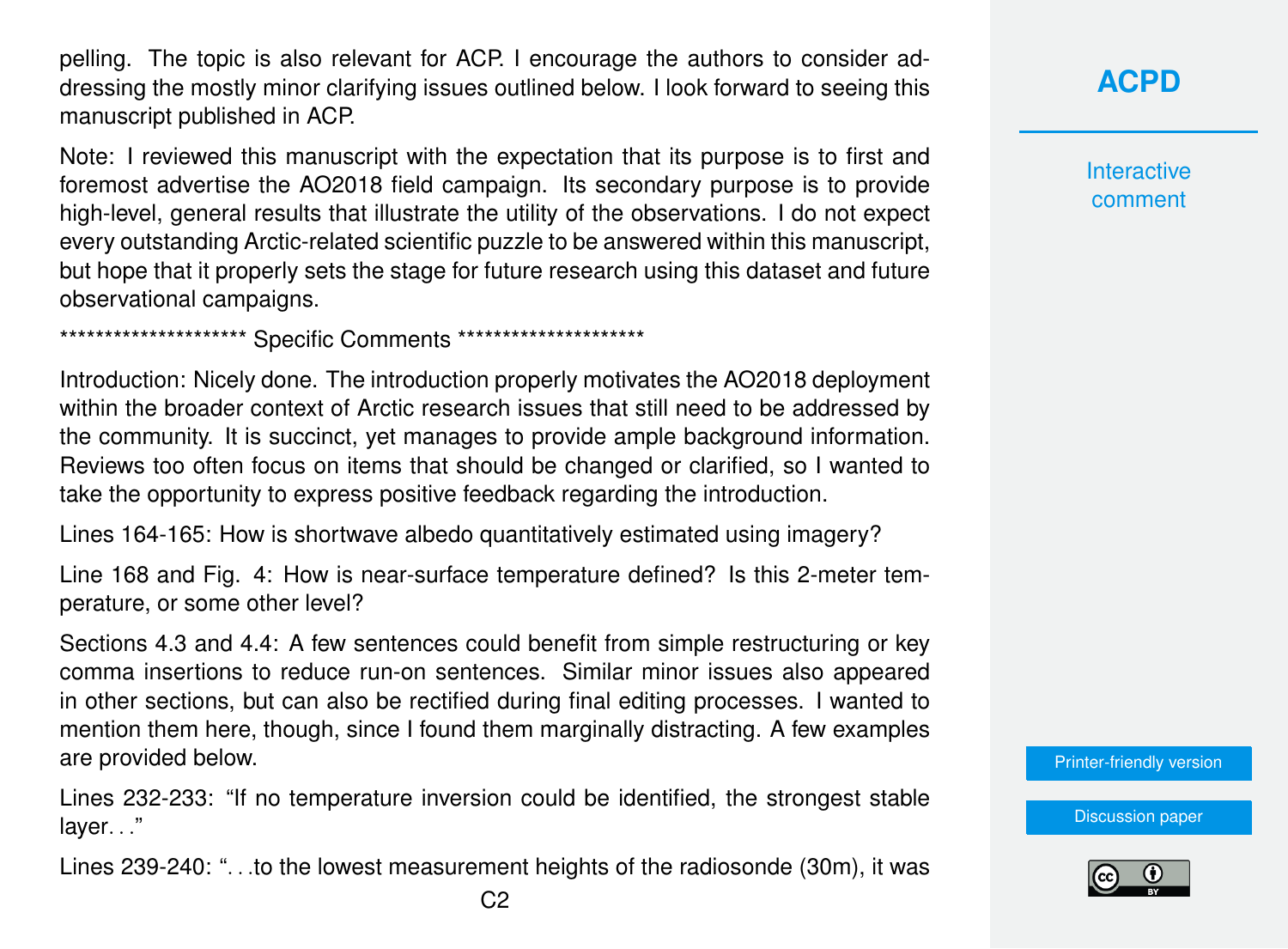pelling. The topic is also relevant for ACP. I encourage the authors to consider addressing the mostly minor clarifying issues outlined below. I look forward to seeing this manuscript published in ACP.

Note: I reviewed this manuscript with the expectation that its purpose is to first and foremost advertise the AO2018 field campaign. Its secondary purpose is to provide high-level, general results that illustrate the utility of the observations. I do not expect every outstanding Arctic-related scientific puzzle to be answered within this manuscript, but hope that it properly sets the stage for future research using this dataset and future observational campaigns.

********************* Specific Comments *********************

Introduction: Nicely done. The introduction properly motivates the AO2018 deployment within the broader context of Arctic research issues that still need to be addressed by the community. It is succinct, yet manages to provide ample background information. Reviews too often focus on items that should be changed or clarified, so I wanted to take the opportunity to express positive feedback regarding the introduction.

Lines 164-165: How is shortwave albedo quantitatively estimated using imagery?

Line 168 and Fig. 4: How is near-surface temperature defined? Is this 2-meter temperature, or some other level?

Sections 4.3 and 4.4: A few sentences could benefit from simple restructuring or key comma insertions to reduce run-on sentences. Similar minor issues also appeared in other sections, but can also be rectified during final editing processes. I wanted to mention them here, though, since I found them marginally distracting. A few examples are provided below.

Lines 232-233: "If no temperature inversion could be identified, the strongest stable layer…"

Lines 239-240: "…to the lowest measurement heights of the radiosonde (30m), it was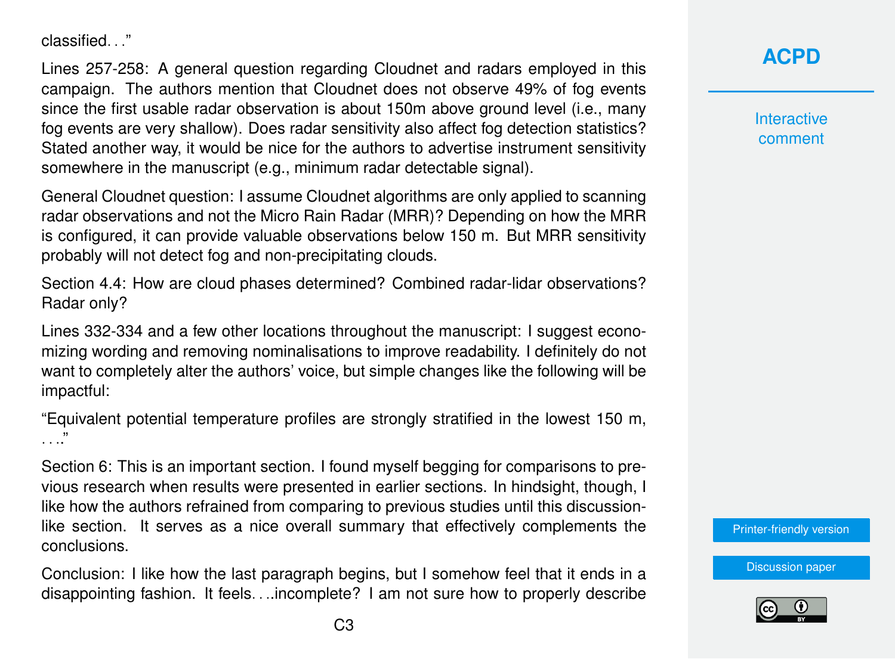classified. . .”

Lines 257-258: A general question regarding Cloudnet and radars employed in this campaign. The authors mention that Cloudnet does not observe 49% of fog events since the first usable radar observation is about 150m above ground level (i.e., many fog events are very shallow). Does radar sensitivity also affect fog detection statistics? Stated another way, it would be nice for the authors to advertise instrument sensitivity somewhere in the manuscript (e.g., minimum radar detectable signal).

General Cloudnet question: I assume Cloudnet algorithms are only applied to scanning radar observations and not the Micro Rain Radar (MRR)? Depending on how the MRR is configured, it can provide valuable observations below 150 m. But MRR sensitivity probably will not detect fog and non-precipitating clouds.

Section 4.4: How are cloud phases determined? Combined radar-lidar observations? Radar only?

Lines 332-334 and a few other locations throughout the manuscript: I suggest economizing wording and removing nominalisations to improve readability. I definitely do not want to completely alter the authors’ voice, but simple changes like the following will be impactful:

“Equivalent potential temperature profiles are strongly stratified in the lowest 150 m, . . ..”

Section 6: This is an important section. I found myself begging for comparisons to previous research when results were presented in earlier sections. In hindsight, though, I like how the authors refrained from comparing to previous studies until this discussion-like section. It serves as a nice overall summary that effectively complements the conclusions.

Conclusion: I like how the last paragraph begins, but I somehow feel that it ends in a disappointing fashion. It feels. . ..incomplete? I am not sure how to properly describe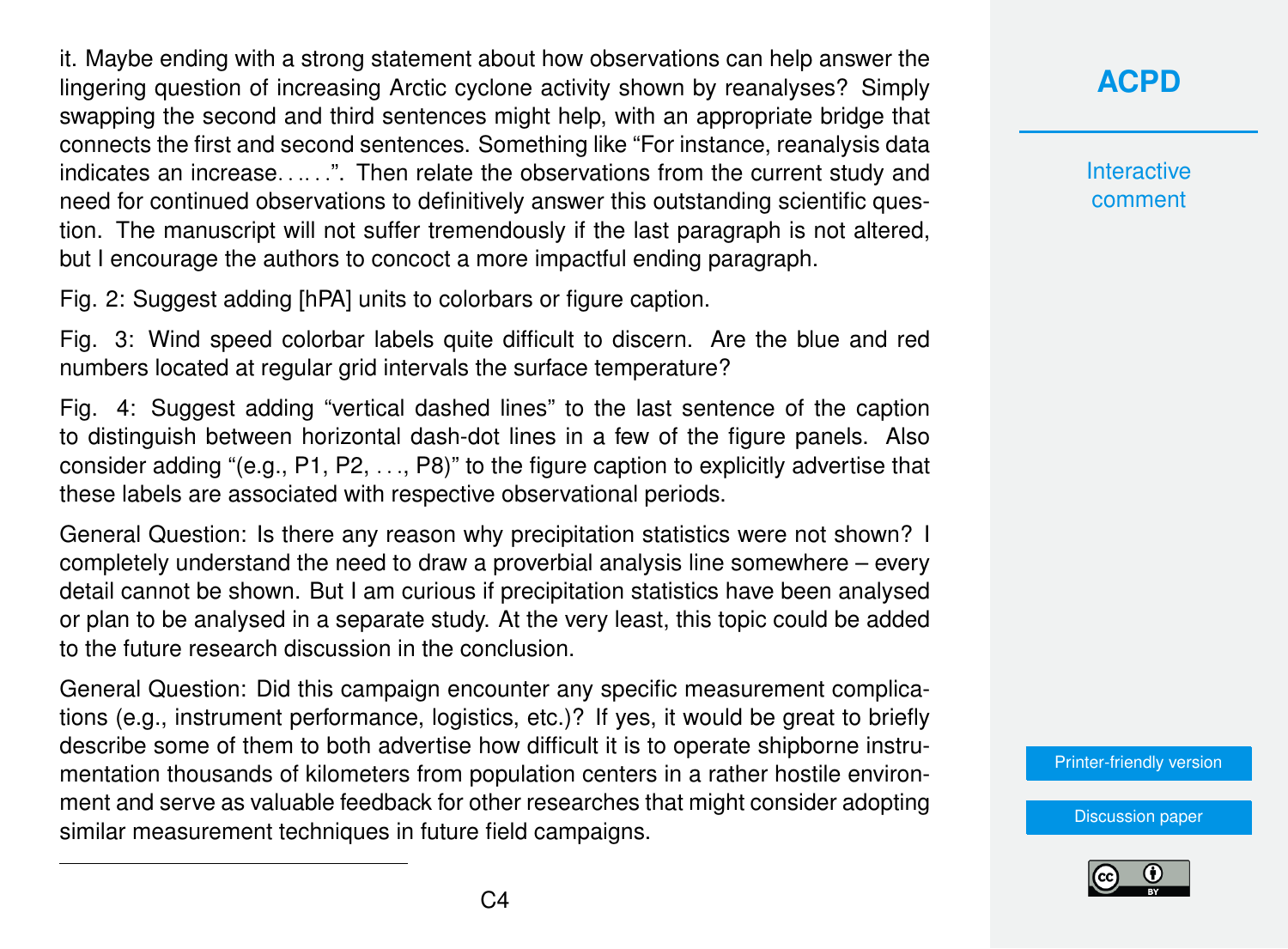it. Maybe ending with a strong statement about how observations can help answer the lingering question of increasing Arctic cyclone activity shown by reanalyses? Simply swapping the second and third sentences might help, with an appropriate bridge that connects the first and second sentences. Something like "For instance, reanalysis data indicates an increase……". Then relate the observations from the current study and need for continued observations to definitively answer this outstanding scientific question. The manuscript will not suffer tremendously if the last paragraph is not altered, but I encourage the authors to concoct a more impactful ending paragraph.

Fig. 2: Suggest adding [hPA] units to colorbars or figure caption.

Fig. 3: Wind speed colorbar labels quite difficult to discern. Are the blue and red numbers located at regular grid intervals the surface temperature?

Fig. 4: Suggest adding "vertical dashed lines" to the last sentence of the caption to distinguish between horizontal dash-dot lines in a few of the figure panels. Also consider adding "(e.g., P1, P2, . . ., P8)" to the figure caption to explicitly advertise that these labels are associated with respective observational periods.

General Question: Is there any reason why precipitation statistics were not shown? I completely understand the need to draw a proverbial analysis line somewhere – every detail cannot be shown. But I am curious if precipitation statistics have been analysed or plan to be analysed in a separate study. At the very least, this topic could be added to the future research discussion in the conclusion.

General Question: Did this campaign encounter any specific measurement complications (e.g., instrument performance, logistics, etc.)? If yes, it would be great to briefly describe some of them to both advertise how difficult it is to operate shipborne instrumentation thousands of kilometers from population centers in a rather hostile environment and serve as valuable feedback for other researches that might consider adopting similar measurement techniques in future field campaigns.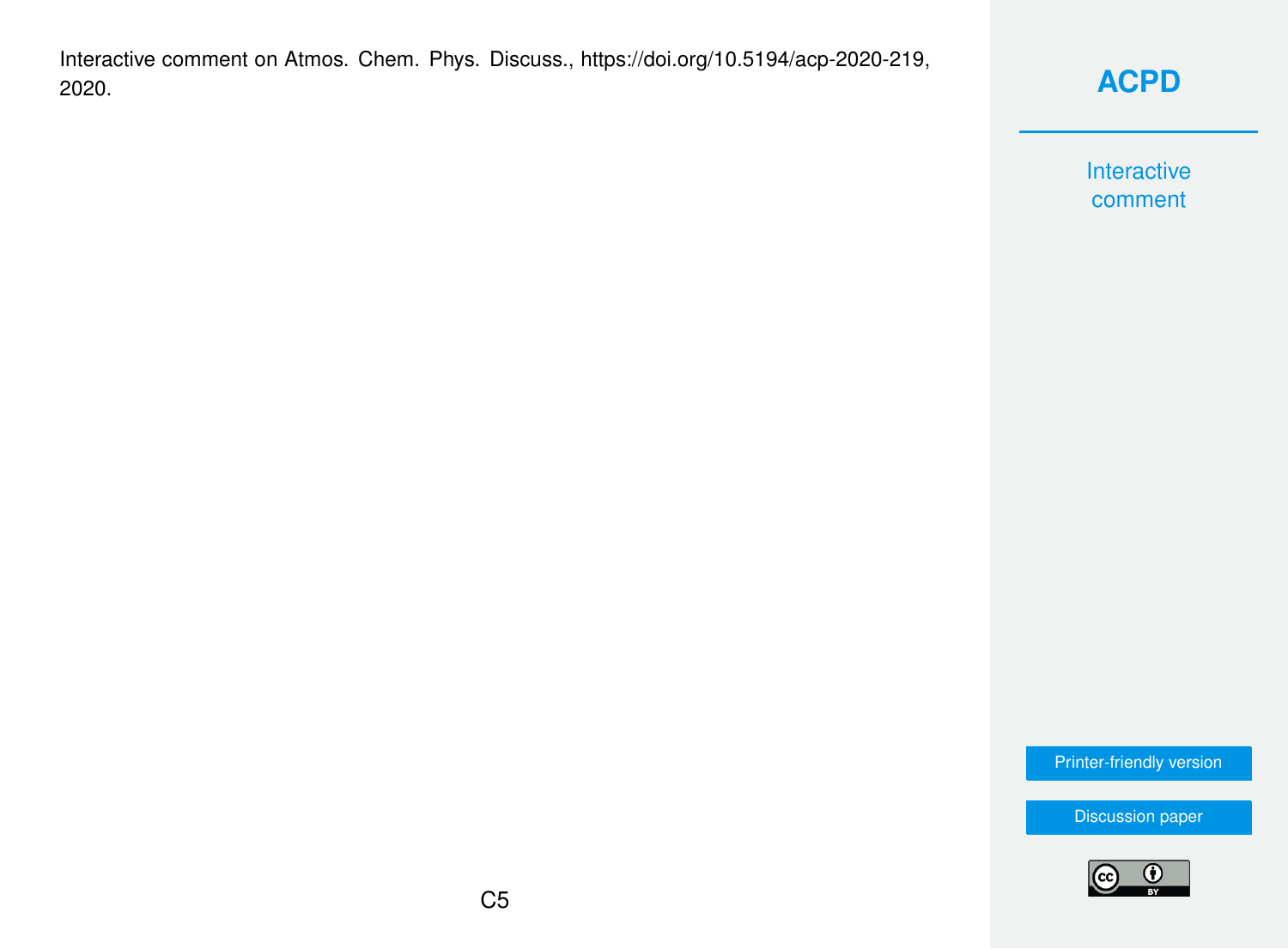Interactive comment on Atmos. Chem. Phys. Discuss., https://doi.org/10.5194/acp-2020-219, 2020.